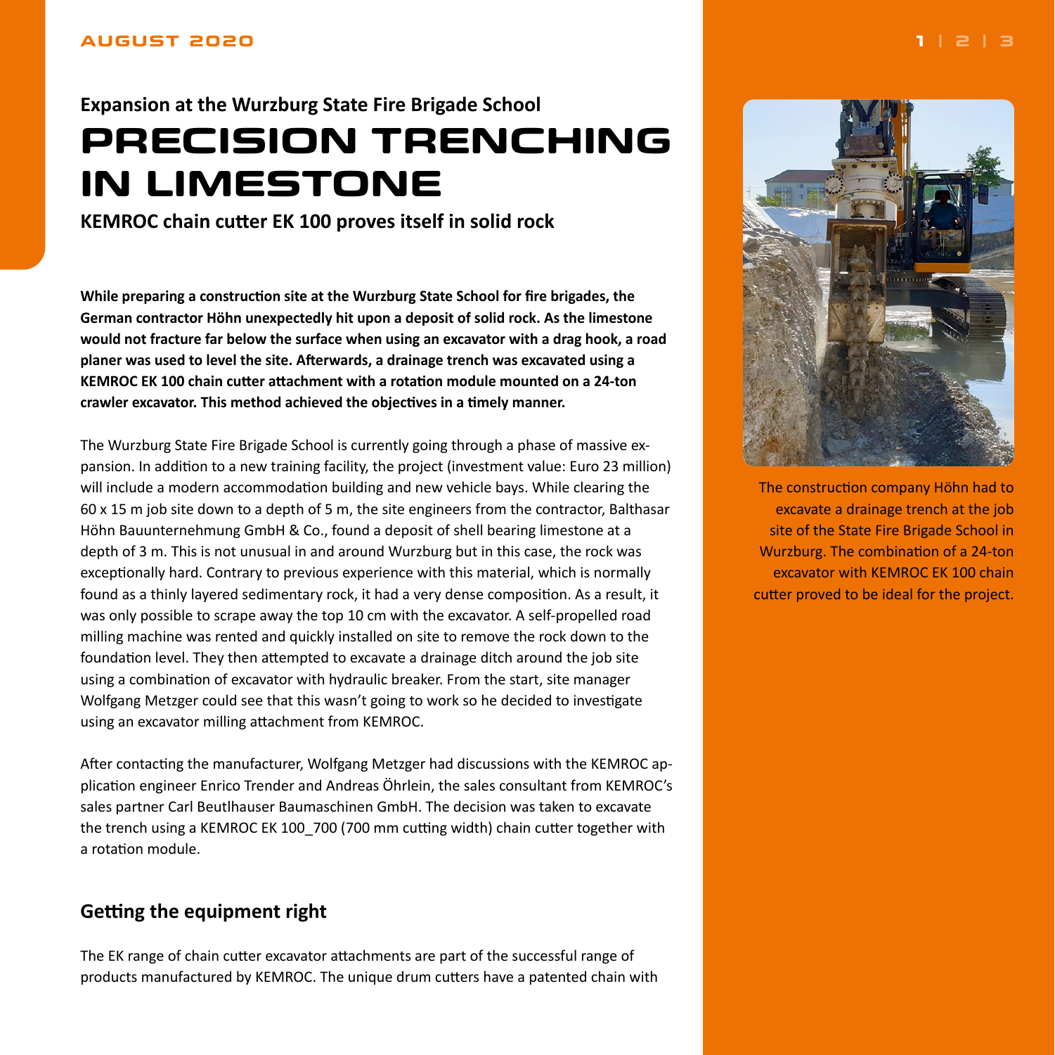## Expansion at the Wurzburg State Fire Brigade School

# PRECISION TRENCHING IN LIMESTONE

**KEMROC chain cutter EK 100 proves itself in solid rock**

**While preparing a construction site at the Wurzburg State School for fire brigades, the German contractor Höhn unexpectedly hit upon a deposit of solid rock. As the limestone would not fracture far below the surface when using an excavator with a drag hook, a road planer was used to level the site. Afterwards, a drainage trench was excavated using a KEMROC EK 100 chain cutter attachment with a rotation module mounted on a 24-ton crawler excavator. This method achieved the objectives in a timely manner.**

The Wurzburg State Fire Brigade School is currently going through a phase of massive expansion. In addition to a new training facility, the project (investment value: Euro 23 million) will include a modern accommodation building and new vehicle bays. While clearing the 60 x 15 m job site down to a depth of 5 m, the site engineers from the contractor, Balthasar Höhn Bauunternehmung GmbH & Co., found a deposit of shell bearing limestone at a depth of 3 m. This is not unusual in and around Wurzburg but in this case, the rock was exceptionally hard. Contrary to previous experience with this material, which is normally found as a thinly layered sedimentary rock, it had a very dense composition. As a result, it was only possible to scrape away the top 10 cm with the excavator. A self-propelled road milling machine was rented and quickly installed on site to remove the rock down to the foundation level. They then attempted to excavate a drainage ditch around the job site using a combination of excavator with hydraulic breaker. From the start, site manager Wolfgang Metzger could see that this wasn't going to work so he decided to investigate using an excavator milling attachment from KEMROC.

After contacting the manufacturer, Wolfgang Metzger had discussions with the KEMROC application engineer Enrico Trender and Andreas Öhrlein, the sales consultant from KEMROC's sales partner Carl Beutlhauser Baumaschinen GmbH. The decision was taken to excavate the trench using a KEMROC EK 100_700 (700 mm cutting width) chain cutter together with a rotation module.

The construction company Höhn had to excavate a drainage trench at the job site of the State Fire Brigade School in Wurzburg. The combination of a 24-ton excavator with KEMROC EK 100 chain cutter proved to be ideal for the project.

## Getting the equipment right

The EK range of chain cutter excavator attachments are part of the successful range of products manufactured by KEMROC. The unique drum cutters have a patented chain with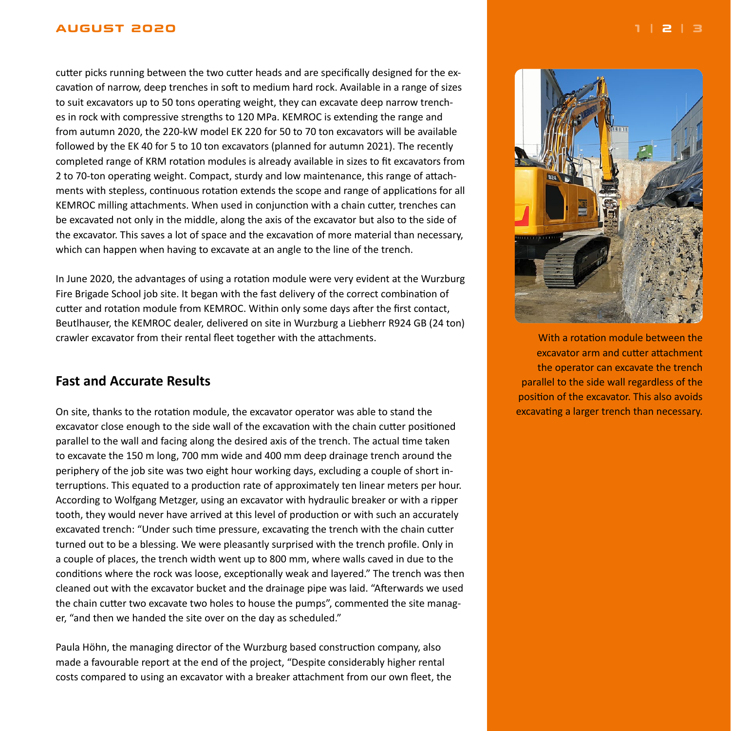cutter picks running between the two cutter heads and are specifically designed for the excavation of narrow, deep trenches in soft to medium hard rock. Available in a range of sizes to suit excavators up to 50 tons operating weight, they can excavate deep narrow trenches in rock with compressive strengths to 120 MPa. KEMROC is extending the range and from autumn 2020, the 220-kW model EK 220 for 50 to 70 ton excavators will be available followed by the EK 40 for 5 to 10 ton excavators (planned for autumn 2021). The recently completed range of KRM rotation modules is already available in sizes to fit excavators from 2 to 70-ton operating weight. Compact, sturdy and low maintenance, this range of attachments with stepless, continuous rotation extends the scope and range of applications for all KEMROC milling attachments. When used in conjunction with a chain cutter, trenches can be excavated not only in the middle, along the axis of the excavator but also to the side of the excavator. This saves a lot of space and the excavation of more material than necessary, which can happen when having to excavate at an angle to the line of the trench.

In June 2020, the advantages of using a rotation module were very evident at the Wurzburg Fire Brigade School job site. It began with the fast delivery of the correct combination of cutter and rotation module from KEMROC. Within only some days after the first contact, Beutlhauser, the KEMROC dealer, delivered on site in Wurzburg a Liebherr R924 GB (24 ton) crawler excavator from their rental fleet together with the attachments.

With a rotation module between the excavator arm and cutter attachment the operator can excavate the trench parallel to the side wall regardless of the position of the excavator. This also avoids excavating a larger trench than necessary.

## Fast and Accurate Results

On site, thanks to the rotation module, the excavator operator was able to stand the excavator close enough to the side wall of the excavation with the chain cutter positioned parallel to the wall and facing along the desired axis of the trench. The actual time taken to excavate the 150 m long, 700 mm wide and 400 mm deep drainage trench around the periphery of the job site was two eight hour working days, excluding a couple of short interruptions. This equated to a production rate of approximately ten linear meters per hour. According to Wolfgang Metzger, using an excavator with hydraulic breaker or with a ripper tooth, they would never have arrived at this level of production or with such an accurately excavated trench: “Under such time pressure, excavating the trench with the chain cutter turned out to be a blessing. We were pleasantly surprised with the trench profile. Only in a couple of places, the trench width went up to 800 mm, where walls caved in due to the conditions where the rock was loose, exceptionally weak and layered.” The trench was then cleaned out with the excavator bucket and the drainage pipe was laid. “Afterwards we used the chain cutter two excavate two holes to house the pumps”, commented the site manager, “and then we handed the site over on the day as scheduled.”

Paula Höhn, the managing director of the Wurzburg based construction company, also made a favourable report at the end of the project, “Despite considerably higher rental costs compared to using an excavator with a breaker attachment from our own fleet, the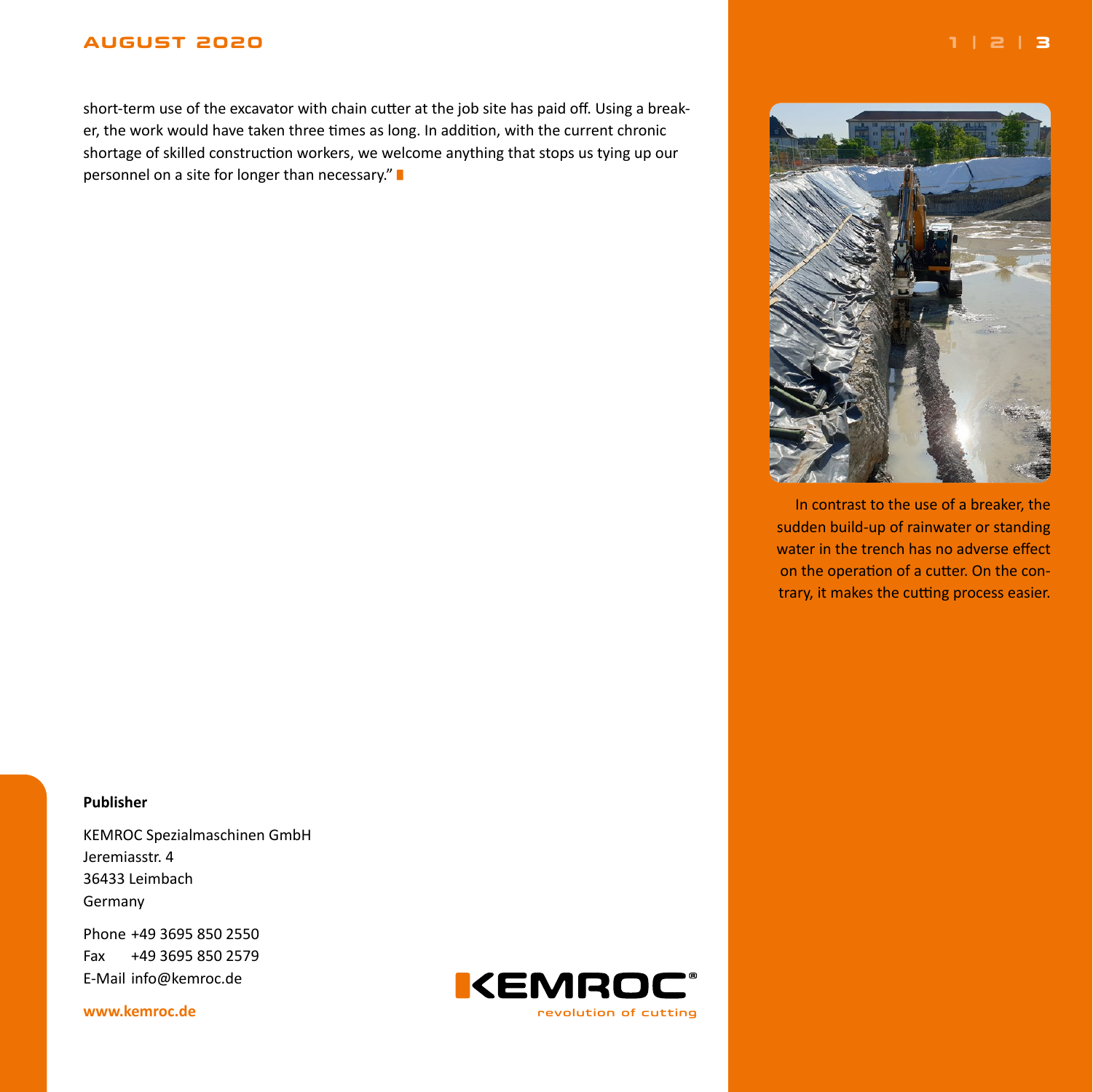short-term use of the excavator with chain cutter at the job site has paid off. Using a breaker, the work would have taken three times as long. In addition, with the current chronic shortage of skilled construction workers, we welcome anything that stops us tying up our personnel on a site for longer than necessary."

In contrast to the use of a breaker, the sudden build-up of rainwater or standing water in the trench has no adverse effect on the operation of a cutter. On the contrary, it makes the cutting process easier.

**Publisher**

KEMROC Spezialmaschinen GmbH
Jeremiasstr. 4
36433 Leimbach
Germany

Phone +49 3695 850 2550
Fax +49 3695 850 2579
E-Mail info@kemroc.de

**www.kemroc.de**

KEMROC®
revolution of cutting